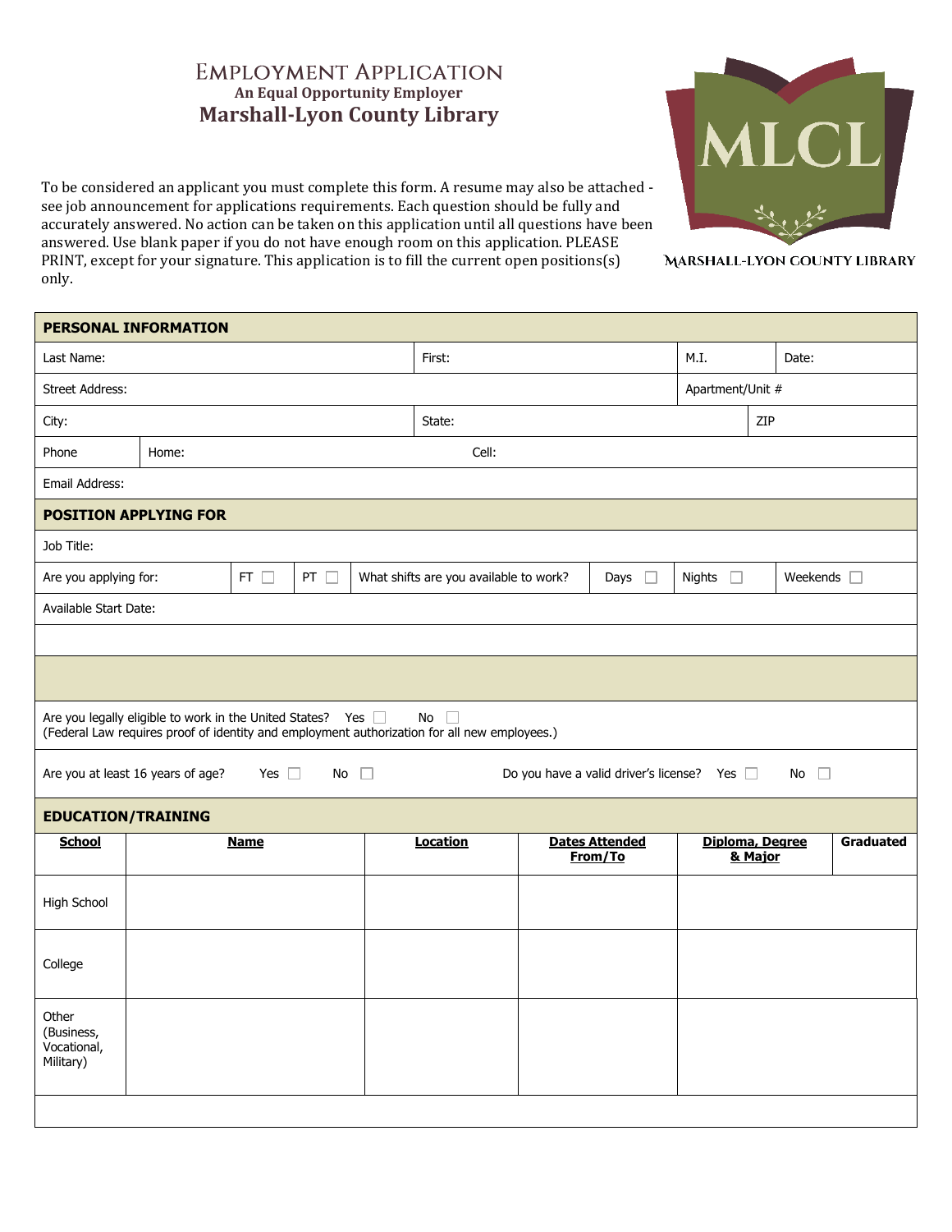# Employment Application

**An Equal Opportunity Employer**

## Marshall-Lyon County Library

MARSHALL-LYON COUNTY LIBRARY

To be considered an applicant you must complete this form. A resume may also be attached - see job announcement for applications requirements. Each question should be fully and accurately answered. No action can be taken on this application until all questions have been answered. Use blank paper if you do not have enough room on this application. PLEASE PRINT, except for your signature. This application is to fill the current open positions(s) only.

### PERSONAL INFORMATION

| Last Name: | First: | M.I. | Date: |
|---|---|---|---|
| Street Address: | | Apartment/Unit # | |
| City: | State: | ZIP | |
| Phone | Home: | Cell: | |
| Email Address: | | | |

### POSITION APPLYING FOR

Job Title:

| Are you applying for: | FT ☐ | PT ☐ | What shifts are you available to work? | Days ☐ | Nights ☐ | Weekends ☐ |
|---|---|---|---|---|---|---|

Available Start Date:

Are you legally eligible to work in the United States? Yes ☐ No ☐
(Federal Law requires proof of identity and employment authorization for all new employees.)

Are you at least 16 years of age? Yes ☐ No ☐

Do you have a valid driver's license? Yes ☐ No ☐

### EDUCATION/TRAINING

| School | Name | Location | Dates Attended From/To | Diploma, Degree & Major | Graduated |
|---|---|---|---|---|---|
| High School | | | | | |
| College | | | | | |
| Other (Business, Vocational, Military) | | | | | |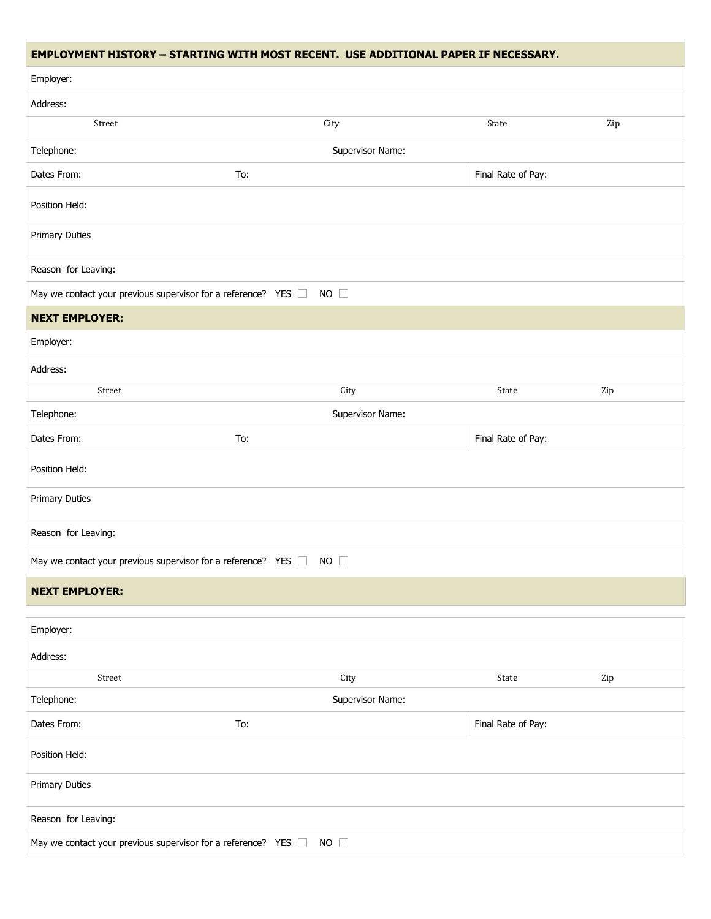## EMPLOYMENT HISTORY – STARTING WITH MOST RECENT. USE ADDITIONAL PAPER IF NECESSARY.

| | | | |
|---|---|---|---|
| Employer: | | | |
| Address: | | | |
| Street | City | State | Zip |
| Telephone: | Supervisor Name: | | |
| Dates From: | To: | Final Rate of Pay: | |
| Position Held: | | | |
| Primary Duties | | | |
| Reason for Leaving: | | | |
| May we contact your previous supervisor for a reference? YES ☐ NO ☐ | | | |

## NEXT EMPLOYER:

| | | | |
|---|---|---|---|
| Employer: | | | |
| Address: | | | |
| Street | City | State | Zip |
| Telephone: | Supervisor Name: | | |
| Dates From: | To: | Final Rate of Pay: | |
| Position Held: | | | |
| Primary Duties | | | |
| Reason for Leaving: | | | |
| May we contact your previous supervisor for a reference? YES ☐ NO ☐ | | | |

## NEXT EMPLOYER:

| | | | |
|---|---|---|---|
| Employer: | | | |
| Address: | | | |
| Street | City | State | Zip |
| Telephone: | Supervisor Name: | | |
| Dates From: | To: | Final Rate of Pay: | |
| Position Held: | | | |
| Primary Duties | | | |
| Reason for Leaving: | | | |
| May we contact your previous supervisor for a reference? YES ☐ NO ☐ | | | |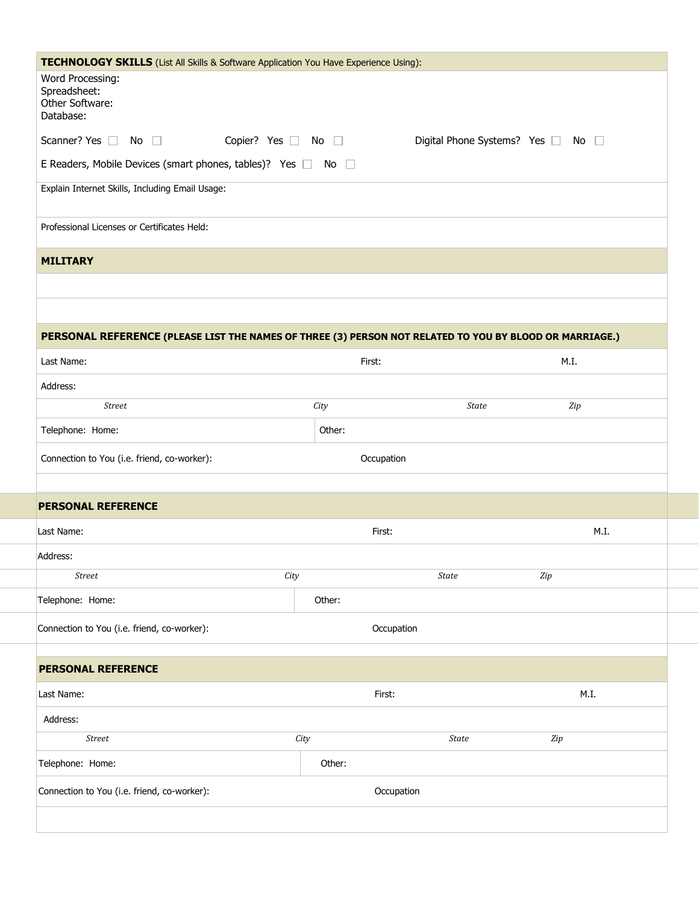## TECHNOLOGY SKILLS (List All Skills & Software Application You Have Experience Using):

Word Processing:
Spreadsheet:
Other Software:
Database:

Scanner? Yes ☐ No ☐ Copier? Yes ☐ No ☐ Digital Phone Systems? Yes ☐ No ☐

E Readers, Mobile Devices (smart phones, tables)? Yes ☐ No ☐

Explain Internet Skills, Including Email Usage:

Professional Licenses or Certificates Held:

## MILITARY

## PERSONAL REFERENCE (PLEASE LIST THE NAMES OF THREE (3) PERSON NOT RELATED TO YOU BY BLOOD OR MARRIAGE.)

| Last Name: | First: | M.I. |
|---|---|---|

Address:

| *Street* | *City* | *State* | *Zip* |
|---|---|---|---|

| Telephone: Home: | Other: |
|---|---|

| Connection to You (i.e. friend, co-worker): | Occupation |
|---|---|

## PERSONAL REFERENCE

| Last Name: | First: | M.I. |
|---|---|---|

Address:

| *Street* | *City* | *State* | *Zip* |
|---|---|---|---|

| Telephone: Home: | Other: |
|---|---|

| Connection to You (i.e. friend, co-worker): | Occupation |
|---|---|

## PERSONAL REFERENCE

| Last Name: | First: | M.I. |
|---|---|---|

Address:

| *Street* | *City* | *State* | *Zip* |
|---|---|---|---|

| Telephone: Home: | Other: |
|---|---|

| Connection to You (i.e. friend, co-worker): | Occupation |
|---|---|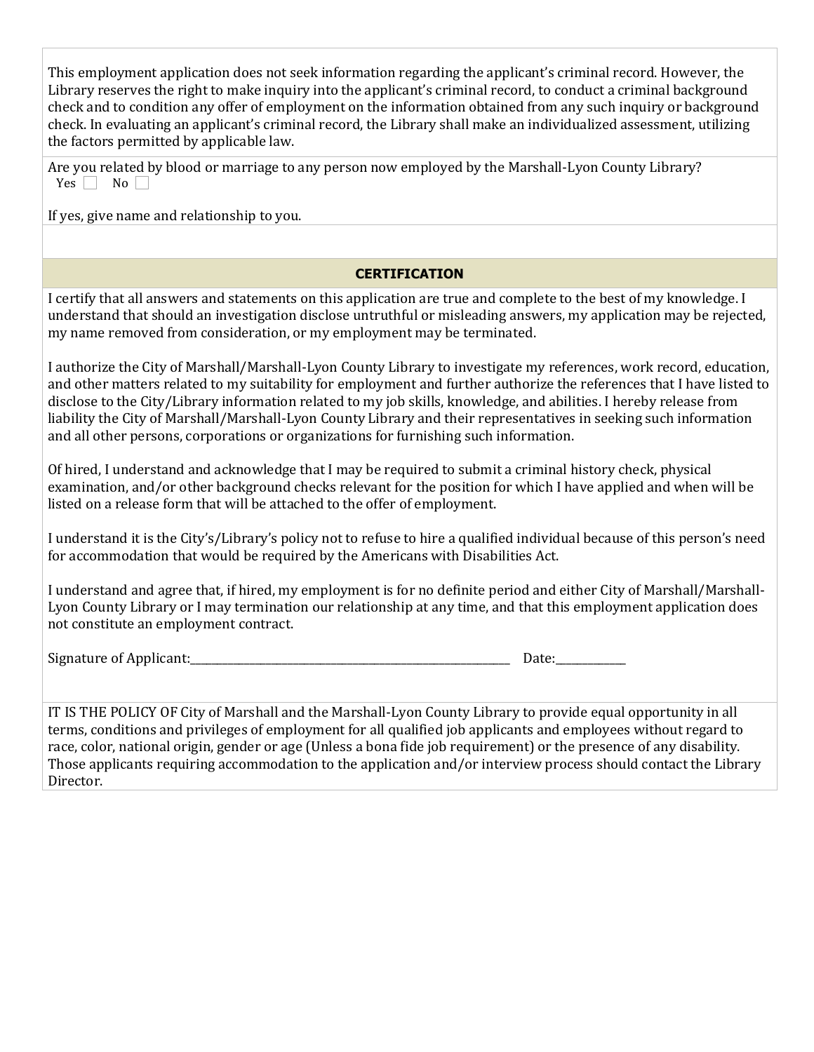This employment application does not seek information regarding the applicant's criminal record. However, the Library reserves the right to make inquiry into the applicant's criminal record, to conduct a criminal background check and to condition any offer of employment on the information obtained from any such inquiry or background check. In evaluating an applicant's criminal record, the Library shall make an individualized assessment, utilizing the factors permitted by applicable law.

Are you related by blood or marriage to any person now employed by the Marshall-Lyon County Library?
Yes ☐ No ☐

If yes, give name and relationship to you.

## CERTIFICATION

I certify that all answers and statements on this application are true and complete to the best of my knowledge. I understand that should an investigation disclose untruthful or misleading answers, my application may be rejected, my name removed from consideration, or my employment may be terminated.

I authorize the City of Marshall/Marshall-Lyon County Library to investigate my references, work record, education, and other matters related to my suitability for employment and further authorize the references that I have listed to disclose to the City/Library information related to my job skills, knowledge, and abilities. I hereby release from liability the City of Marshall/Marshall-Lyon County Library and their representatives in seeking such information and all other persons, corporations or organizations for furnishing such information.

Of hired, I understand and acknowledge that I may be required to submit a criminal history check, physical examination, and/or other background checks relevant for the position for which I have applied and when will be listed on a release form that will be attached to the offer of employment.

I understand it is the City's/Library's policy not to refuse to hire a qualified individual because of this person's need for accommodation that would be required by the Americans with Disabilities Act.

I understand and agree that, if hired, my employment is for no definite period and either City of Marshall/Marshall-Lyon County Library or I may termination our relationship at any time, and that this employment application does not constitute an employment contract.

Signature of Applicant:_______________________________________________ Date:____________

IT IS THE POLICY OF City of Marshall and the Marshall-Lyon County Library to provide equal opportunity in all terms, conditions and privileges of employment for all qualified job applicants and employees without regard to race, color, national origin, gender or age (Unless a bona fide job requirement) or the presence of any disability. Those applicants requiring accommodation to the application and/or interview process should contact the Library Director.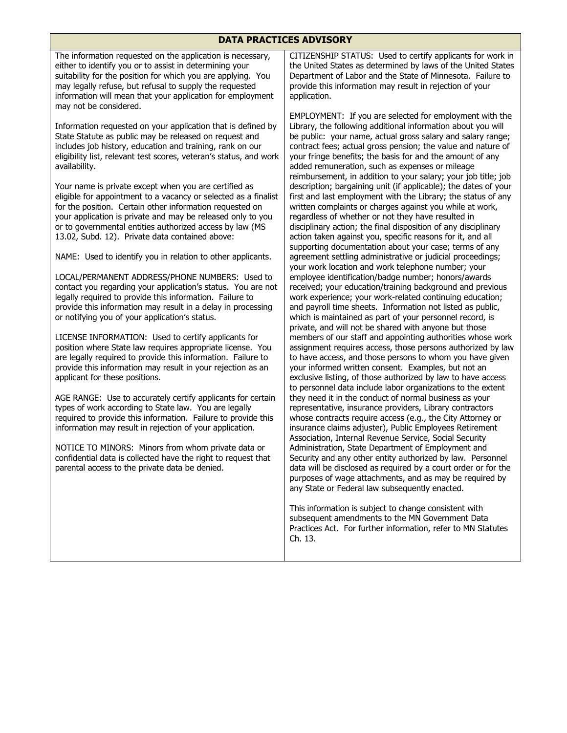## DATA PRACTICES ADVISORY

The information requested on the application is necessary, either to identify you or to assist in determining your suitability for the position for which you are applying. You may legally refuse, but refusal to supply the requested information will mean that your application for employment may not be considered.

Information requested on your application that is defined by State Statute as public may be released on request and includes job history, education and training, rank on our eligibility list, relevant test scores, veteran's status, and work availability.

Your name is private except when you are certified as eligible for appointment to a vacancy or selected as a finalist for the position. Certain other information requested on your application is private and may be released only to you or to governmental entities authorized access by law (MS 13.02, Subd. 12). Private data contained above:

NAME: Used to identify you in relation to other applicants.

LOCAL/PERMANENT ADDRESS/PHONE NUMBERS: Used to contact you regarding your application's status. You are not legally required to provide this information. Failure to provide this information may result in a delay in processing or notifying you of your application's status.

LICENSE INFORMATION: Used to certify applicants for position where State law requires appropriate license. You are legally required to provide this information. Failure to provide this information may result in your rejection as an applicant for these positions.

AGE RANGE: Use to accurately certify applicants for certain types of work according to State law. You are legally required to provide this information. Failure to provide this information may result in rejection of your application.

NOTICE TO MINORS: Minors from whom private data or confidential data is collected have the right to request that parental access to the private data be denied.

CITIZENSHIP STATUS: Used to certify applicants for work in the United States as determined by laws of the United States Department of Labor and the State of Minnesota. Failure to provide this information may result in rejection of your application.

EMPLOYMENT: If you are selected for employment with the Library, the following additional information about you will be public: your name, actual gross salary and salary range; contract fees; actual gross pension; the value and nature of your fringe benefits; the basis for and the amount of any added remuneration, such as expenses or mileage reimbursement, in addition to your salary; your job title; job description; bargaining unit (if applicable); the dates of your first and last employment with the Library; the status of any written complaints or charges against you while at work, regardless of whether or not they have resulted in disciplinary action; the final disposition of any disciplinary action taken against you, specific reasons for it, and all supporting documentation about your case; terms of any agreement settling administrative or judicial proceedings; your work location and work telephone number; your employee identification/badge number; honors/awards received; your education/training background and previous work experience; your work-related continuing education; and payroll time sheets. Information not listed as public, which is maintained as part of your personnel record, is private, and will not be shared with anyone but those members of our staff and appointing authorities whose work assignment requires access, those persons authorized by law to have access, and those persons to whom you have given your informed written consent. Examples, but not an exclusive listing, of those authorized by law to have access to personnel data include labor organizations to the extent they need it in the conduct of normal business as your representative, insurance providers, Library contractors whose contracts require access (e.g., the City Attorney or insurance claims adjuster), Public Employees Retirement Association, Internal Revenue Service, Social Security Administration, State Department of Employment and Security and any other entity authorized by law. Personnel data will be disclosed as required by a court order or for the purposes of wage attachments, and as may be required by any State or Federal law subsequently enacted.

This information is subject to change consistent with subsequent amendments to the MN Government Data Practices Act. For further information, refer to MN Statutes Ch. 13.